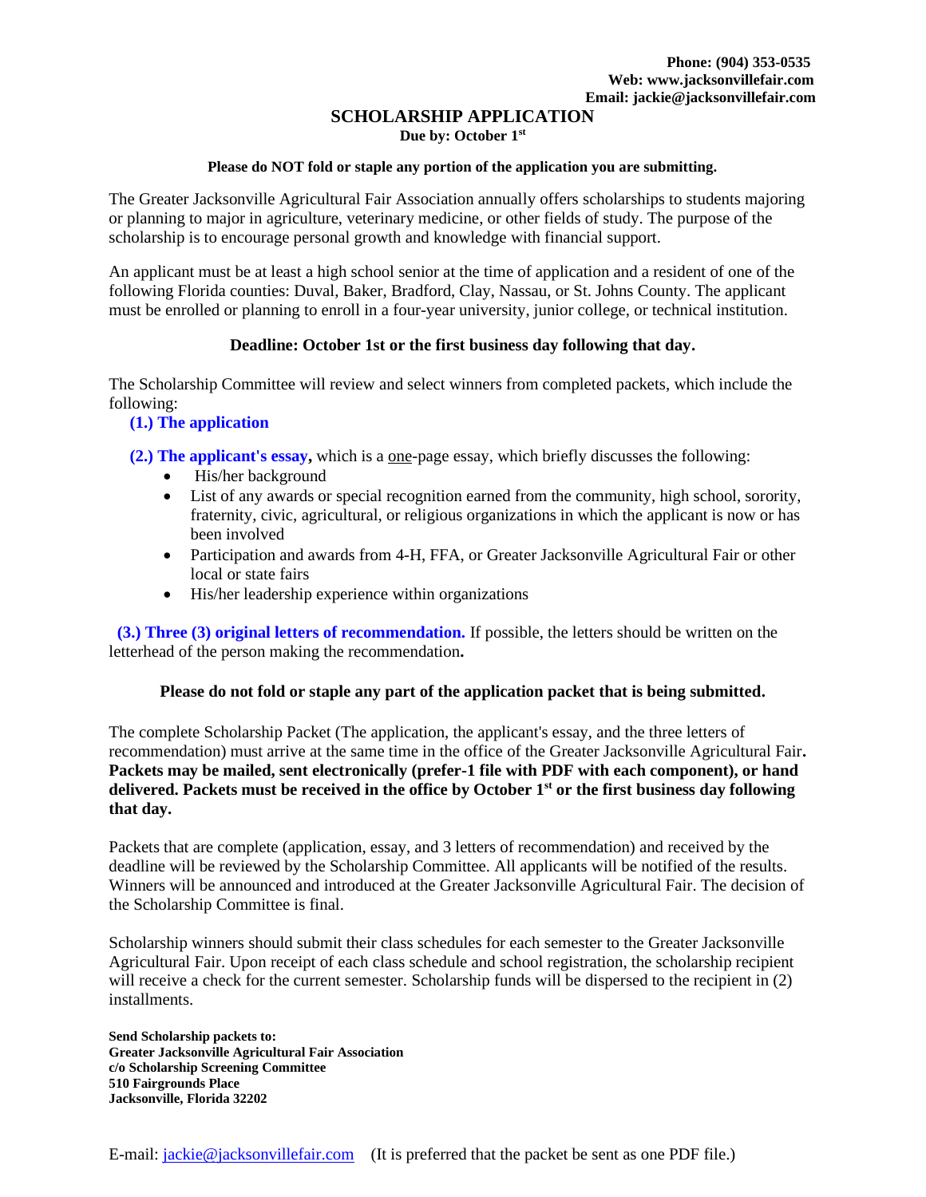**Phone: (904) 353-0535**
**Web: www.jacksonvillefair.com**
**Email: jackie@jacksonvillefair.com**

# SCHOLARSHIP APPLICATION

**Due by: October 1st**

**Please do NOT fold or staple any portion of the application you are submitting.**

The Greater Jacksonville Agricultural Fair Association annually offers scholarships to students majoring or planning to major in agriculture, veterinary medicine, or other fields of study. The purpose of the scholarship is to encourage personal growth and knowledge with financial support.

An applicant must be at least a high school senior at the time of application and a resident of one of the following Florida counties: Duval, Baker, Bradford, Clay, Nassau, or St. Johns County. The applicant must be enrolled or planning to enroll in a four-year university, junior college, or technical institution.

**Deadline: October 1st or the first business day following that day.**

The Scholarship Committee will review and select winners from completed packets, which include the following:

**(1.) The application**

**(2.) The applicant's essay,** which is a one-page essay, which briefly discusses the following:

- His/her background
- List of any awards or special recognition earned from the community, high school, sorority, fraternity, civic, agricultural, or religious organizations in which the applicant is now or has been involved
- Participation and awards from 4-H, FFA, or Greater Jacksonville Agricultural Fair or other local or state fairs
- His/her leadership experience within organizations

**(3.) Three (3) original letters of recommendation.** If possible, the letters should be written on the letterhead of the person making the recommendation**.**

**Please do not fold or staple any part of the application packet that is being submitted.**

The complete Scholarship Packet (The application, the applicant's essay, and the three letters of recommendation) must arrive at the same time in the office of the Greater Jacksonville Agricultural Fair**. Packets may be mailed, sent electronically (prefer-1 file with PDF with each component), or hand delivered. Packets must be received in the office by October 1st or the first business day following that day.**

Packets that are complete (application, essay, and 3 letters of recommendation) and received by the deadline will be reviewed by the Scholarship Committee. All applicants will be notified of the results. Winners will be announced and introduced at the Greater Jacksonville Agricultural Fair. The decision of the Scholarship Committee is final.

Scholarship winners should submit their class schedules for each semester to the Greater Jacksonville Agricultural Fair. Upon receipt of each class schedule and school registration, the scholarship recipient will receive a check for the current semester. Scholarship funds will be dispersed to the recipient in (2) installments.

**Send Scholarship packets to:**
**Greater Jacksonville Agricultural Fair Association**
**c/o Scholarship Screening Committee**
**510 Fairgrounds Place**
**Jacksonville, Florida 32202**

E-mail: jackie@jacksonvillefair.com (It is preferred that the packet be sent as one PDF file.)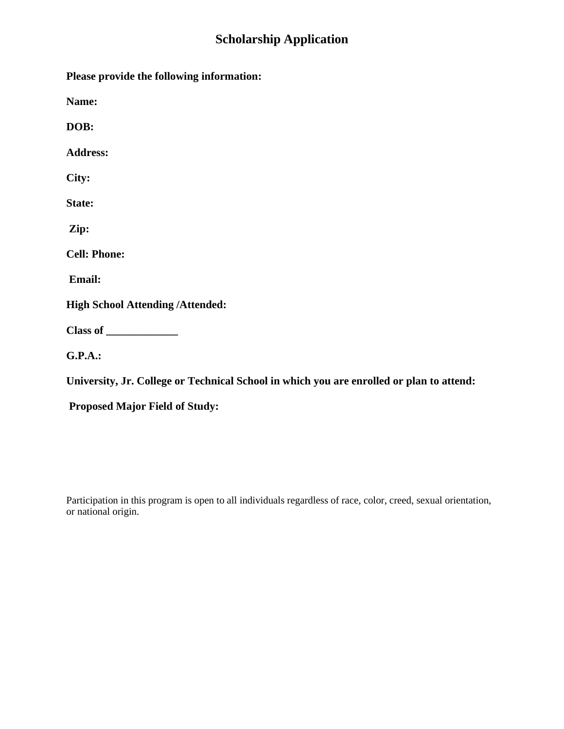# Scholarship Application

**Please provide the following information:**

**Name:**

**DOB:**

**Address:**

**City:**

**State:**

**Zip:**

**Cell: Phone:**

**Email:**

**High School Attending /Attended:**

**Class of _____________**

**G.P.A.:**

**University, Jr. College or Technical School in which you are enrolled or plan to attend:**

**Proposed Major Field of Study:**

Participation in this program is open to all individuals regardless of race, color, creed, sexual orientation, or national origin.